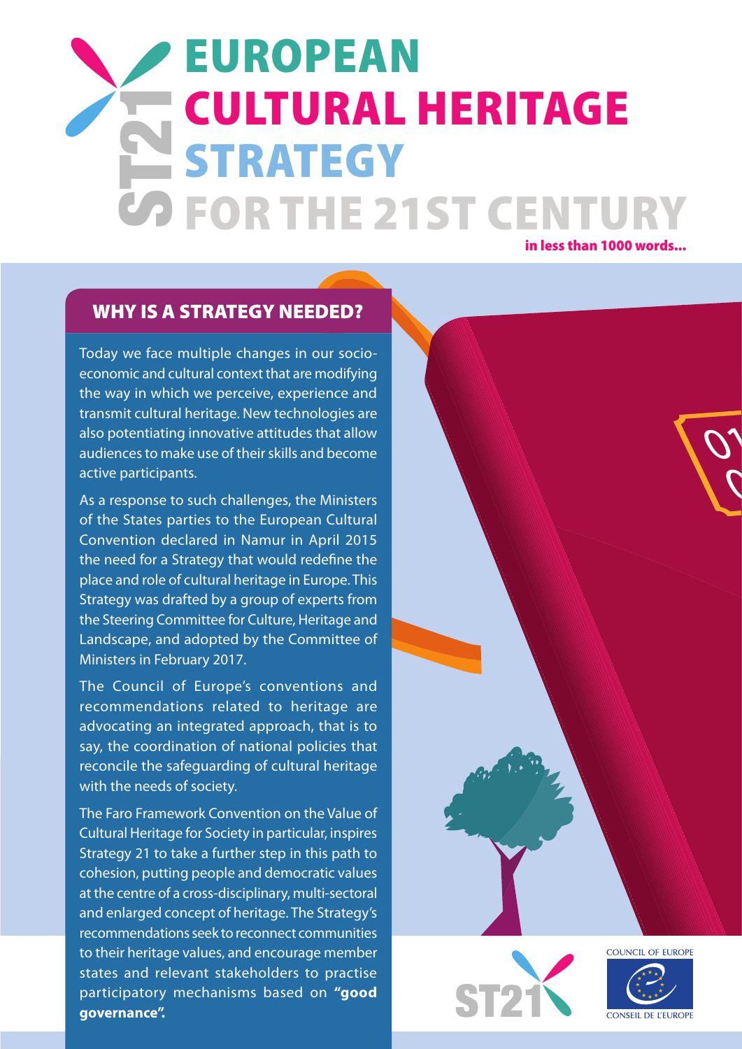# EUROPEAN CULTURAL HERITAGE STRATEGY FOR THE 21ST CENTURY

**in less than 1000 words...**

## WHY IS A STRATEGY NEEDED?

Today we face multiple changes in our socio-economic and cultural context that are modifying the way in which we perceive, experience and transmit cultural heritage. New technologies are also potentiating innovative attitudes that allow audiences to make use of their skills and become active participants.

As a response to such challenges, the Ministers of the States parties to the European Cultural Convention declared in Namur in April 2015 the need for a Strategy that would redefine the place and role of cultural heritage in Europe. This Strategy was drafted by a group of experts from the Steering Committee for Culture, Heritage and Landscape, and adopted by the Committee of Ministers in February 2017.

The Council of Europe's conventions and recommendations related to heritage are advocating an integrated approach, that is to say, the coordination of national policies that reconcile the safeguarding of cultural heritage with the needs of society.

The Faro Framework Convention on the Value of Cultural Heritage for Society in particular, inspires Strategy 21 to take a further step in this path to cohesion, putting people and democratic values at the centre of a cross-disciplinary, multi-sectoral and enlarged concept of heritage. The Strategy's recommendations seek to reconnect communities to their heritage values, and encourage member states and relevant stakeholders to practise participatory mechanisms based on **"good governance".**

ST21

COUNCIL OF EUROPE

CONSEIL DE L'EUROPE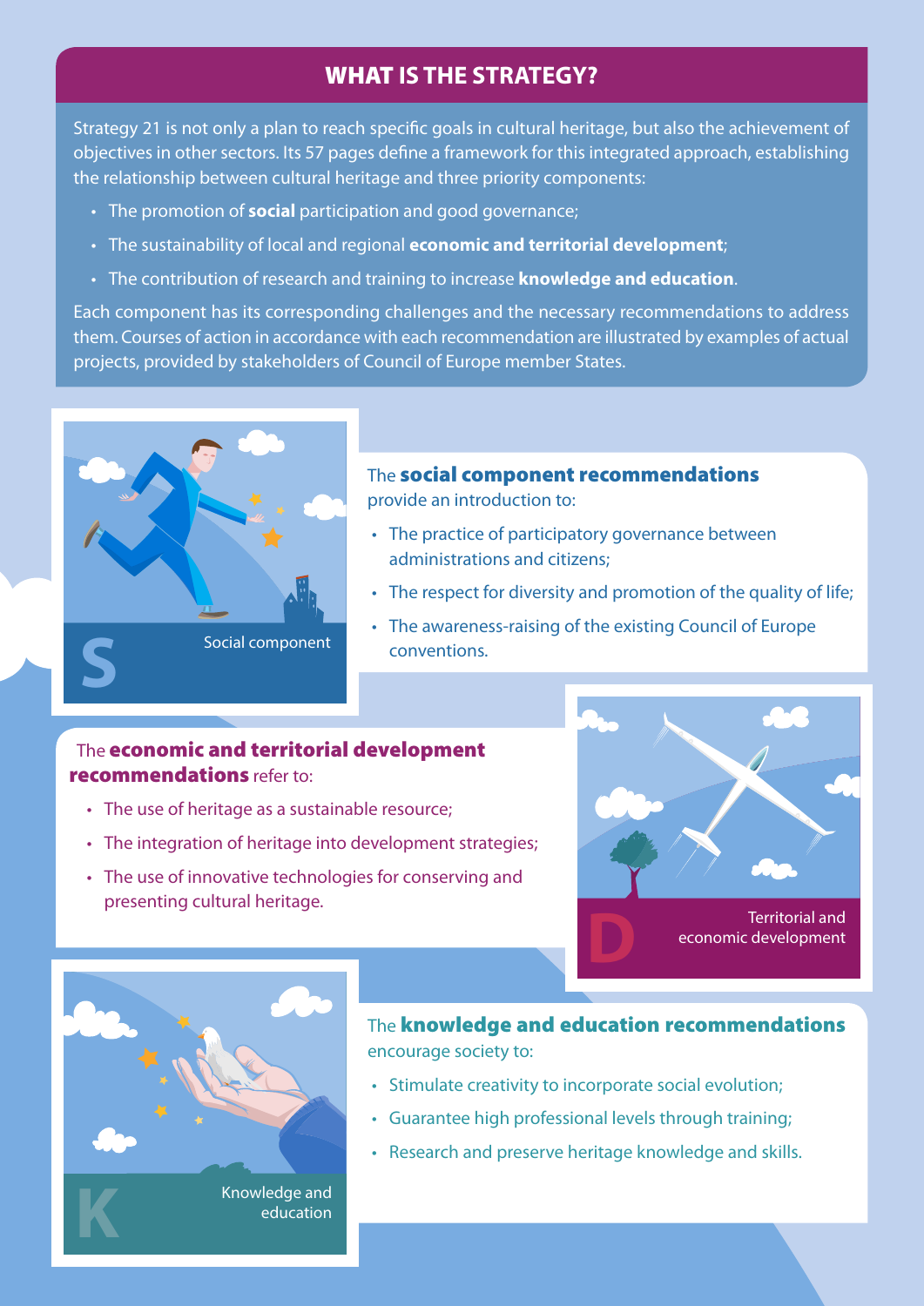## WHAT IS THE STRATEGY?

Strategy 21 is not only a plan to reach specific goals in cultural heritage, but also the achievement of objectives in other sectors. Its 57 pages define a framework for this integrated approach, establishing the relationship between cultural heritage and three priority components:

- The promotion of **social** participation and good governance;
- The sustainability of local and regional **economic and territorial development**;
- The contribution of research and training to increase **knowledge and education**.

Each component has its corresponding challenges and the necessary recommendations to address them. Courses of action in accordance with each recommendation are illustrated by examples of actual projects, provided by stakeholders of Council of Europe member States.

S — Social component

The **social component recommendations** provide an introduction to:

- The practice of participatory governance between administrations and citizens;
- The respect for diversity and promotion of the quality of life;
- The awareness-raising of the existing Council of Europe conventions.

The **economic and territorial development recommendations** refer to:

- The use of heritage as a sustainable resource;
- The integration of heritage into development strategies;
- The use of innovative technologies for conserving and presenting cultural heritage.

D — Territorial and economic development

K — Knowledge and education

The **knowledge and education recommendations** encourage society to:

- Stimulate creativity to incorporate social evolution;
- Guarantee high professional levels through training;
- Research and preserve heritage knowledge and skills.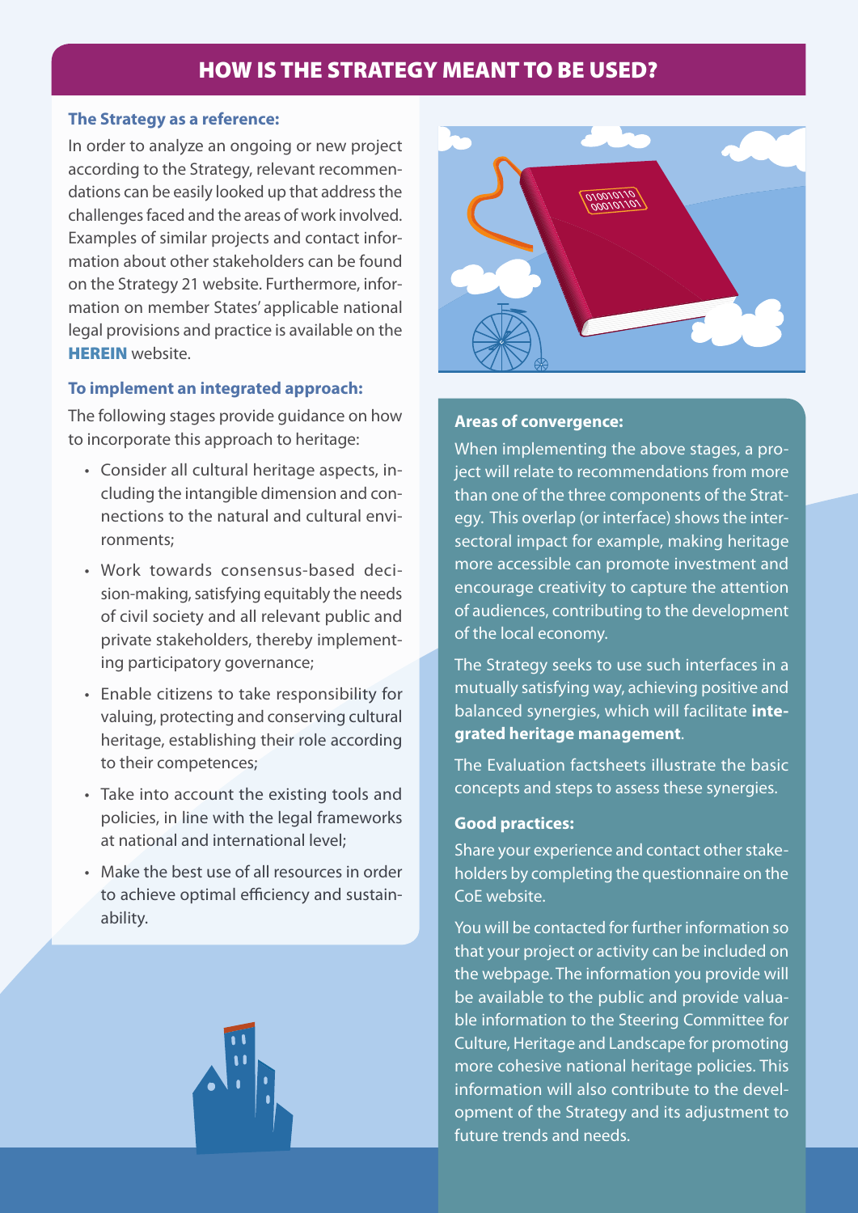## HOW IS THE STRATEGY MEANT TO BE USED?

### The Strategy as a reference:

In order to analyze an ongoing or new project according to the Strategy, relevant recommendations can be easily looked up that address the challenges faced and the areas of work involved. Examples of similar projects and contact information about other stakeholders can be found on the Strategy 21 website. Furthermore, information on member States' applicable national legal provisions and practice is available on the **HEREIN** website.

### To implement an integrated approach:

The following stages provide guidance on how to incorporate this approach to heritage:

- Consider all cultural heritage aspects, including the intangible dimension and connections to the natural and cultural environments;
- Work towards consensus-based decision-making, satisfying equitably the needs of civil society and all relevant public and private stakeholders, thereby implementing participatory governance;
- Enable citizens to take responsibility for valuing, protecting and conserving cultural heritage, establishing their role according to their competences;
- Take into account the existing tools and policies, in line with the legal frameworks at national and international level;
- Make the best use of all resources in order to achieve optimal efficiency and sustainability.

### Areas of convergence:

When implementing the above stages, a project will relate to recommendations from more than one of the three components of the Strategy. This overlap (or interface) shows the intersectoral impact for example, making heritage more accessible can promote investment and encourage creativity to capture the attention of audiences, contributing to the development of the local economy.

The Strategy seeks to use such interfaces in a mutually satisfying way, achieving positive and balanced synergies, which will facilitate **integrated heritage management**.

The Evaluation factsheets illustrate the basic concepts and steps to assess these synergies.

### Good practices:

Share your experience and contact other stakeholders by completing the questionnaire on the CoE website.

You will be contacted for further information so that your project or activity can be included on the webpage. The information you provide will be available to the public and provide valuable information to the Steering Committee for Culture, Heritage and Landscape for promoting more cohesive national heritage policies. This information will also contribute to the development of the Strategy and its adjustment to future trends and needs.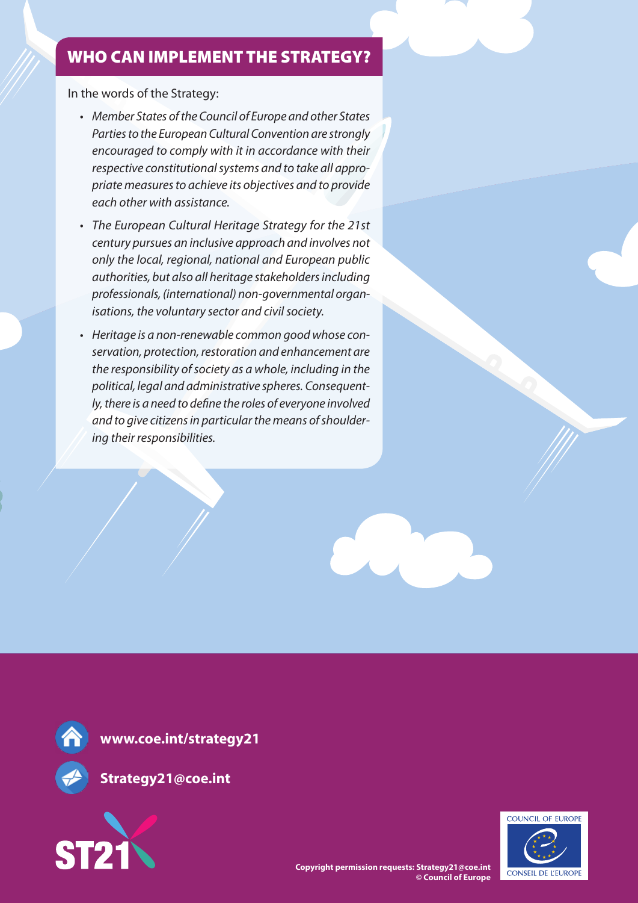## WHO CAN IMPLEMENT THE STRATEGY?

In the words of the Strategy:

- *Member States of the Council of Europe and other States Parties to the European Cultural Convention are strongly encouraged to comply with it in accordance with their respective constitutional systems and to take all appropriate measures to achieve its objectives and to provide each other with assistance.*
- *The European Cultural Heritage Strategy for the 21st century pursues an inclusive approach and involves not only the local, regional, national and European public authorities, but also all heritage stakeholders including professionals, (international) non-governmental organisations, the voluntary sector and civil society.*
- *Heritage is a non-renewable common good whose conservation, protection, restoration and enhancement are the responsibility of society as a whole, including in the political, legal and administrative spheres. Consequently, there is a need to define the roles of everyone involved and to give citizens in particular the means of shouldering their responsibilities.*

**www.coe.int/strategy21**

**Strategy21@coe.int**

ST21

**Copyright permission requests: Strategy21@coe.int**
**© Council of Europe**

COUNCIL OF EUROPE
CONSEIL DE L'EUROPE